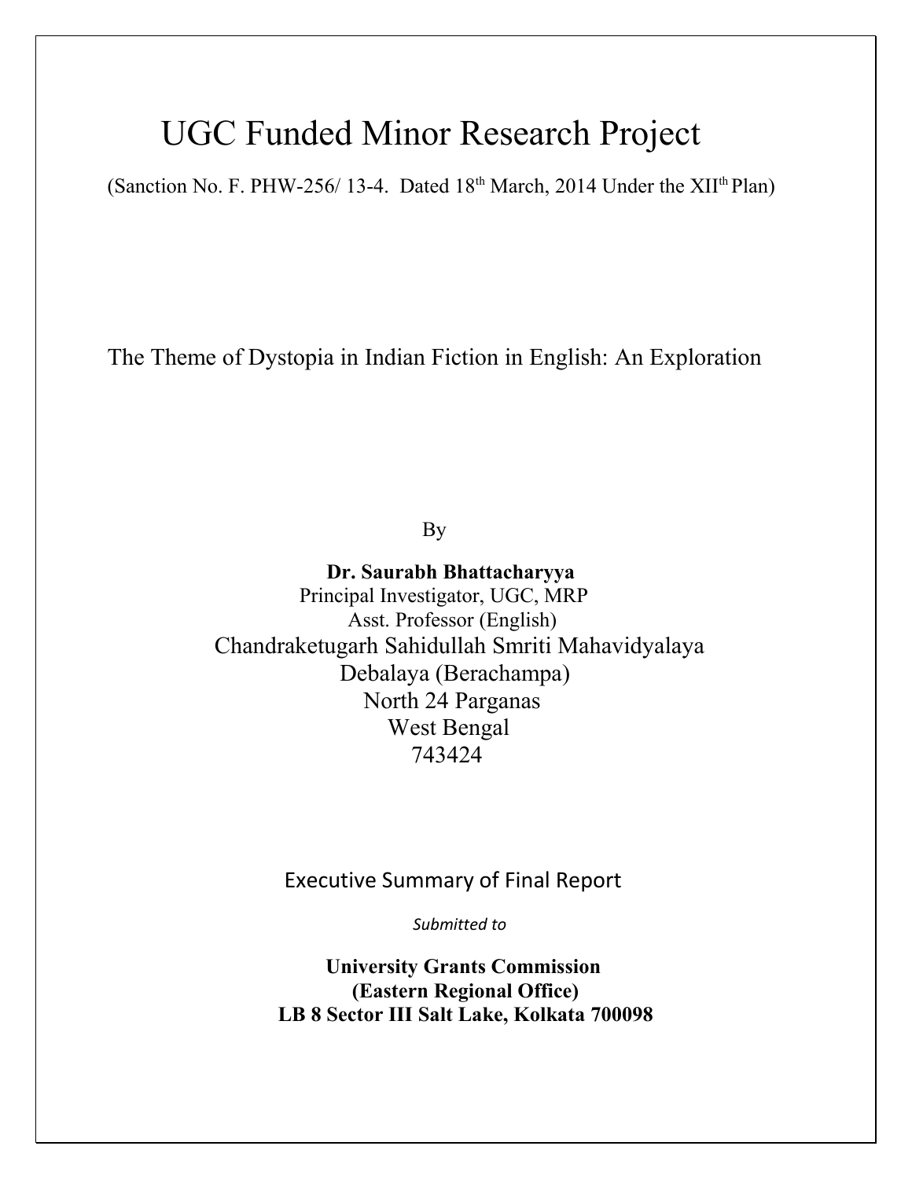# UGC Funded Minor Research Project

(Sanction No. F. PHW-256/ 13-4. Dated 18th March, 2014 Under the XIIth Plan)

## The Theme of Dystopia in Indian Fiction in English: An Exploration

By

**Dr. Saurabh Bhattacharyya**
Principal Investigator, UGC, MRP
Asst. Professor (English)
Chandraketugarh Sahidullah Smriti Mahavidyalaya
Debalaya (Berachampa)
North 24 Parganas
West Bengal
743424

Executive Summary of Final Report

*Submitted to*

**University Grants Commission**
**(Eastern Regional Office)**
**LB 8 Sector III Salt Lake, Kolkata 700098**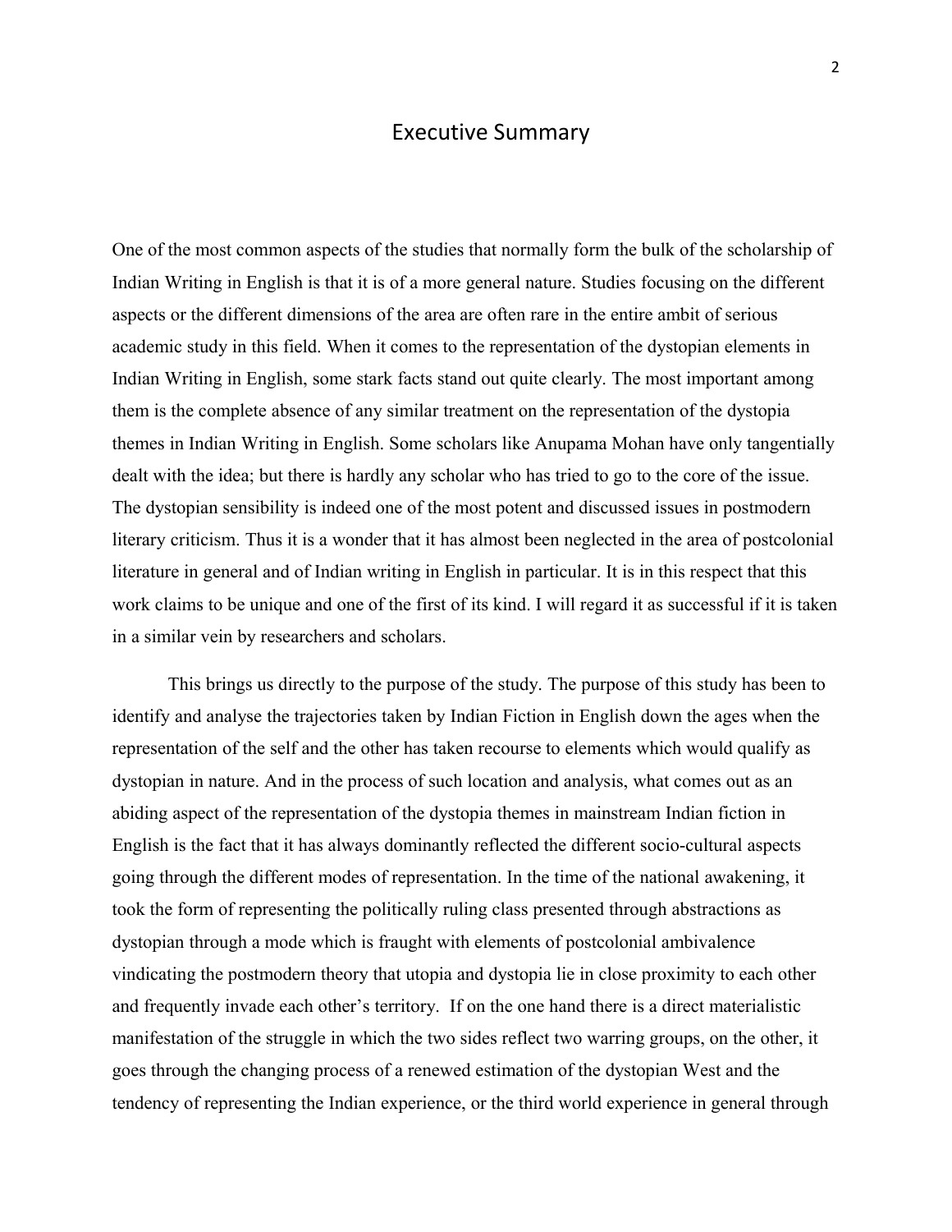# Executive Summary

One of the most common aspects of the studies that normally form the bulk of the scholarship of Indian Writing in English is that it is of a more general nature. Studies focusing on the different aspects or the different dimensions of the area are often rare in the entire ambit of serious academic study in this field. When it comes to the representation of the dystopian elements in Indian Writing in English, some stark facts stand out quite clearly. The most important among them is the complete absence of any similar treatment on the representation of the dystopia themes in Indian Writing in English. Some scholars like Anupama Mohan have only tangentially dealt with the idea; but there is hardly any scholar who has tried to go to the core of the issue. The dystopian sensibility is indeed one of the most potent and discussed issues in postmodern literary criticism. Thus it is a wonder that it has almost been neglected in the area of postcolonial literature in general and of Indian writing in English in particular. It is in this respect that this work claims to be unique and one of the first of its kind. I will regard it as successful if it is taken in a similar vein by researchers and scholars.

This brings us directly to the purpose of the study. The purpose of this study has been to identify and analyse the trajectories taken by Indian Fiction in English down the ages when the representation of the self and the other has taken recourse to elements which would qualify as dystopian in nature. And in the process of such location and analysis, what comes out as an abiding aspect of the representation of the dystopia themes in mainstream Indian fiction in English is the fact that it has always dominantly reflected the different socio-cultural aspects going through the different modes of representation. In the time of the national awakening, it took the form of representing the politically ruling class presented through abstractions as dystopian through a mode which is fraught with elements of postcolonial ambivalence vindicating the postmodern theory that utopia and dystopia lie in close proximity to each other and frequently invade each other's territory. If on the one hand there is a direct materialistic manifestation of the struggle in which the two sides reflect two warring groups, on the other, it goes through the changing process of a renewed estimation of the dystopian West and the tendency of representing the Indian experience, or the third world experience in general through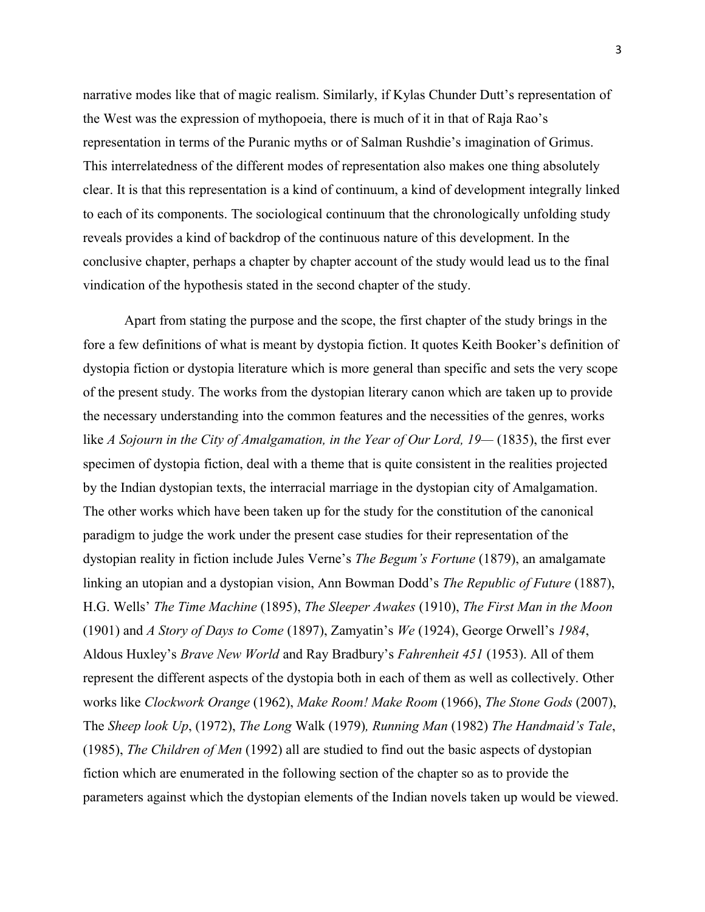narrative modes like that of magic realism. Similarly, if Kylas Chunder Dutt's representation of the West was the expression of mythopoeia, there is much of it in that of Raja Rao's representation in terms of the Puranic myths or of Salman Rushdie's imagination of Grimus. This interrelatedness of the different modes of representation also makes one thing absolutely clear. It is that this representation is a kind of continuum, a kind of development integrally linked to each of its components. The sociological continuum that the chronologically unfolding study reveals provides a kind of backdrop of the continuous nature of this development. In the conclusive chapter, perhaps a chapter by chapter account of the study would lead us to the final vindication of the hypothesis stated in the second chapter of the study.

Apart from stating the purpose and the scope, the first chapter of the study brings in the fore a few definitions of what is meant by dystopia fiction. It quotes Keith Booker's definition of dystopia fiction or dystopia literature which is more general than specific and sets the very scope of the present study. The works from the dystopian literary canon which are taken up to provide the necessary understanding into the common features and the necessities of the genres, works like *A Sojourn in the City of Amalgamation, in the Year of Our Lord, 19—* (1835), the first ever specimen of dystopia fiction, deal with a theme that is quite consistent in the realities projected by the Indian dystopian texts, the interracial marriage in the dystopian city of Amalgamation. The other works which have been taken up for the study for the constitution of the canonical paradigm to judge the work under the present case studies for their representation of the dystopian reality in fiction include Jules Verne's *The Begum's Fortune* (1879), an amalgamate linking an utopian and a dystopian vision, Ann Bowman Dodd's *The Republic of Future* (1887), H.G. Wells' *The Time Machine* (1895), *The Sleeper Awakes* (1910), *The First Man in the Moon* (1901) and *A Story of Days to Come* (1897), Zamyatin's *We* (1924), George Orwell's *1984*, Aldous Huxley's *Brave New World* and Ray Bradbury's *Fahrenheit 451* (1953). All of them represent the different aspects of the dystopia both in each of them as well as collectively. Other works like *Clockwork Orange* (1962), *Make Room! Make Room* (1966), *The Stone Gods* (2007), The *Sheep look Up*, (1972), *The Long* Walk (1979)*, Running Man* (1982) *The Handmaid's Tale*, (1985), *The Children of Men* (1992) all are studied to find out the basic aspects of dystopian fiction which are enumerated in the following section of the chapter so as to provide the parameters against which the dystopian elements of the Indian novels taken up would be viewed.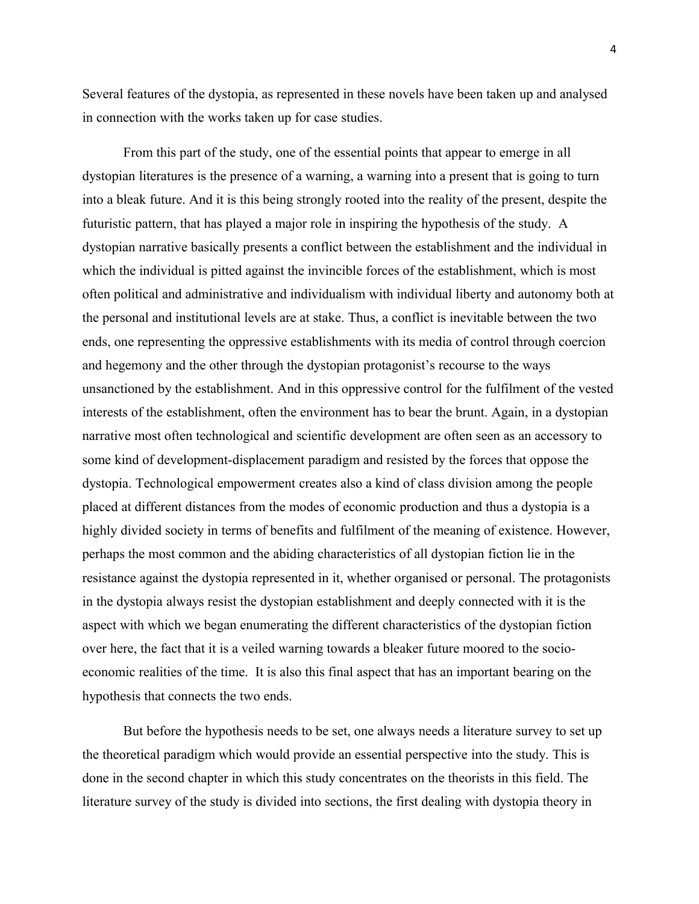Several features of the dystopia, as represented in these novels have been taken up and analysed in connection with the works taken up for case studies.

From this part of the study, one of the essential points that appear to emerge in all dystopian literatures is the presence of a warning, a warning into a present that is going to turn into a bleak future. And it is this being strongly rooted into the reality of the present, despite the futuristic pattern, that has played a major role in inspiring the hypothesis of the study. A dystopian narrative basically presents a conflict between the establishment and the individual in which the individual is pitted against the invincible forces of the establishment, which is most often political and administrative and individualism with individual liberty and autonomy both at the personal and institutional levels are at stake. Thus, a conflict is inevitable between the two ends, one representing the oppressive establishments with its media of control through coercion and hegemony and the other through the dystopian protagonist's recourse to the ways unsanctioned by the establishment. And in this oppressive control for the fulfilment of the vested interests of the establishment, often the environment has to bear the brunt. Again, in a dystopian narrative most often technological and scientific development are often seen as an accessory to some kind of development-displacement paradigm and resisted by the forces that oppose the dystopia. Technological empowerment creates also a kind of class division among the people placed at different distances from the modes of economic production and thus a dystopia is a highly divided society in terms of benefits and fulfilment of the meaning of existence. However, perhaps the most common and the abiding characteristics of all dystopian fiction lie in the resistance against the dystopia represented in it, whether organised or personal. The protagonists in the dystopia always resist the dystopian establishment and deeply connected with it is the aspect with which we began enumerating the different characteristics of the dystopian fiction over here, the fact that it is a veiled warning towards a bleaker future moored to the socio-economic realities of the time. It is also this final aspect that has an important bearing on the hypothesis that connects the two ends.

But before the hypothesis needs to be set, one always needs a literature survey to set up the theoretical paradigm which would provide an essential perspective into the study. This is done in the second chapter in which this study concentrates on the theorists in this field. The literature survey of the study is divided into sections, the first dealing with dystopia theory in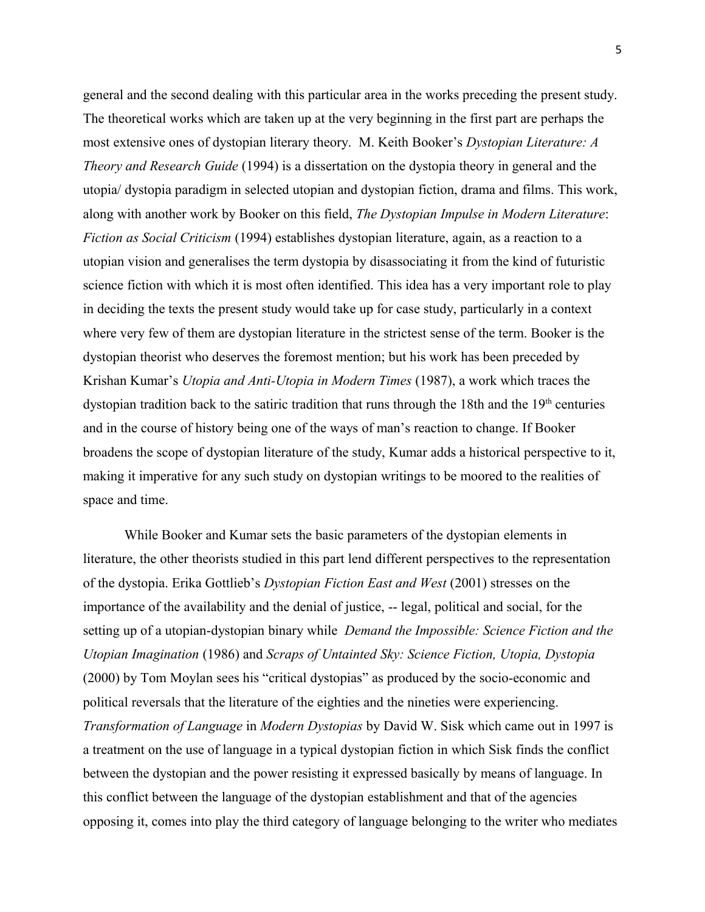general and the second dealing with this particular area in the works preceding the present study. The theoretical works which are taken up at the very beginning in the first part are perhaps the most extensive ones of dystopian literary theory. M. Keith Booker's *Dystopian Literature: A Theory and Research Guide* (1994) is a dissertation on the dystopia theory in general and the utopia/ dystopia paradigm in selected utopian and dystopian fiction, drama and films. This work, along with another work by Booker on this field, *The Dystopian Impulse in Modern Literature*: *Fiction as Social Criticism* (1994) establishes dystopian literature, again, as a reaction to a utopian vision and generalises the term dystopia by disassociating it from the kind of futuristic science fiction with which it is most often identified. This idea has a very important role to play in deciding the texts the present study would take up for case study, particularly in a context where very few of them are dystopian literature in the strictest sense of the term. Booker is the dystopian theorist who deserves the foremost mention; but his work has been preceded by Krishan Kumar's *Utopia and Anti-Utopia in Modern Times* (1987), a work which traces the dystopian tradition back to the satiric tradition that runs through the 18th and the 19th centuries and in the course of history being one of the ways of man's reaction to change. If Booker broadens the scope of dystopian literature of the study, Kumar adds a historical perspective to it, making it imperative for any such study on dystopian writings to be moored to the realities of space and time.

While Booker and Kumar sets the basic parameters of the dystopian elements in literature, the other theorists studied in this part lend different perspectives to the representation of the dystopia. Erika Gottlieb's *Dystopian Fiction East and West* (2001) stresses on the importance of the availability and the denial of justice, -- legal, political and social, for the setting up of a utopian-dystopian binary while *Demand the Impossible: Science Fiction and the Utopian Imagination* (1986) and *Scraps of Untainted Sky: Science Fiction, Utopia, Dystopia* (2000) by Tom Moylan sees his "critical dystopias" as produced by the socio-economic and political reversals that the literature of the eighties and the nineties were experiencing. *Transformation of Language* in *Modern Dystopias* by David W. Sisk which came out in 1997 is a treatment on the use of language in a typical dystopian fiction in which Sisk finds the conflict between the dystopian and the power resisting it expressed basically by means of language. In this conflict between the language of the dystopian establishment and that of the agencies opposing it, comes into play the third category of language belonging to the writer who mediates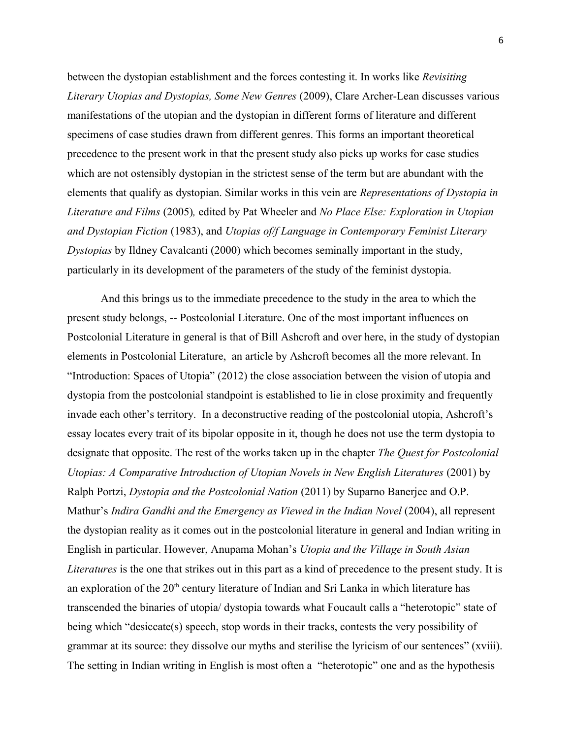between the dystopian establishment and the forces contesting it. In works like *Revisiting Literary Utopias and Dystopias, Some New Genres* (2009), Clare Archer-Lean discusses various manifestations of the utopian and the dystopian in different forms of literature and different specimens of case studies drawn from different genres. This forms an important theoretical precedence to the present work in that the present study also picks up works for case studies which are not ostensibly dystopian in the strictest sense of the term but are abundant with the elements that qualify as dystopian. Similar works in this vein are *Representations of Dystopia in Literature and Films* (2005)*,* edited by Pat Wheeler and *No Place Else: Exploration in Utopian and Dystopian Fiction* (1983), and *Utopias of/f Language in Contemporary Feminist Literary Dystopias* by Ildney Cavalcanti (2000) which becomes seminally important in the study, particularly in its development of the parameters of the study of the feminist dystopia.

And this brings us to the immediate precedence to the study in the area to which the present study belongs, -- Postcolonial Literature. One of the most important influences on Postcolonial Literature in general is that of Bill Ashcroft and over here, in the study of dystopian elements in Postcolonial Literature, an article by Ashcroft becomes all the more relevant. In "Introduction: Spaces of Utopia" (2012) the close association between the vision of utopia and dystopia from the postcolonial standpoint is established to lie in close proximity and frequently invade each other's territory. In a deconstructive reading of the postcolonial utopia, Ashcroft's essay locates every trait of its bipolar opposite in it, though he does not use the term dystopia to designate that opposite. The rest of the works taken up in the chapter *The Quest for Postcolonial Utopias: A Comparative Introduction of Utopian Novels in New English Literatures* (2001) by Ralph Portzi, *Dystopia and the Postcolonial Nation* (2011) by Suparno Banerjee and O.P. Mathur's *Indira Gandhi and the Emergency as Viewed in the Indian Novel* (2004), all represent the dystopian reality as it comes out in the postcolonial literature in general and Indian writing in English in particular. However, Anupama Mohan's *Utopia and the Village in South Asian Literatures* is the one that strikes out in this part as a kind of precedence to the present study. It is an exploration of the 20th century literature of Indian and Sri Lanka in which literature has transcended the binaries of utopia/ dystopia towards what Foucault calls a "heterotopic" state of being which "desiccate(s) speech, stop words in their tracks, contests the very possibility of grammar at its source: they dissolve our myths and sterilise the lyricism of our sentences" (xviii). The setting in Indian writing in English is most often a "heterotopic" one and as the hypothesis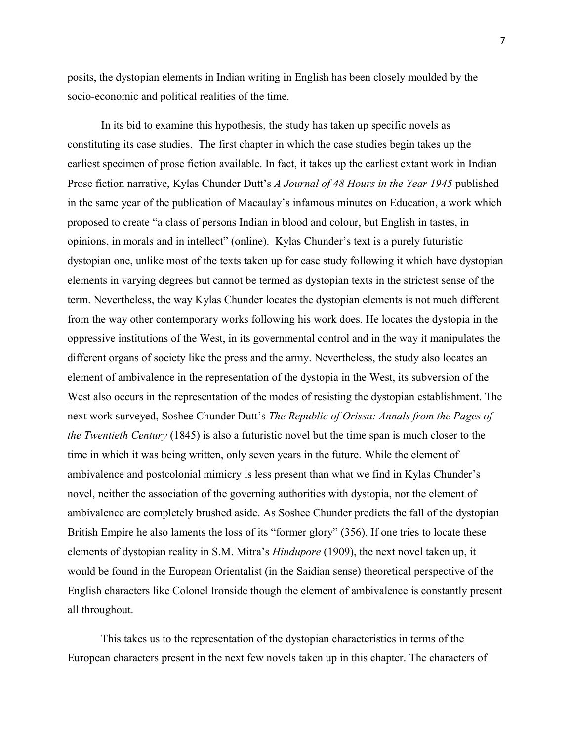posits, the dystopian elements in Indian writing in English has been closely moulded by the socio-economic and political realities of the time.

In its bid to examine this hypothesis, the study has taken up specific novels as constituting its case studies. The first chapter in which the case studies begin takes up the earliest specimen of prose fiction available. In fact, it takes up the earliest extant work in Indian Prose fiction narrative, Kylas Chunder Dutt's *A Journal of 48 Hours in the Year 1945* published in the same year of the publication of Macaulay's infamous minutes on Education, a work which proposed to create "a class of persons Indian in blood and colour, but English in tastes, in opinions, in morals and in intellect" (online). Kylas Chunder's text is a purely futuristic dystopian one, unlike most of the texts taken up for case study following it which have dystopian elements in varying degrees but cannot be termed as dystopian texts in the strictest sense of the term. Nevertheless, the way Kylas Chunder locates the dystopian elements is not much different from the way other contemporary works following his work does. He locates the dystopia in the oppressive institutions of the West, in its governmental control and in the way it manipulates the different organs of society like the press and the army. Nevertheless, the study also locates an element of ambivalence in the representation of the dystopia in the West, its subversion of the West also occurs in the representation of the modes of resisting the dystopian establishment. The next work surveyed, Soshee Chunder Dutt's *The Republic of Orissa: Annals from the Pages of the Twentieth Century* (1845) is also a futuristic novel but the time span is much closer to the time in which it was being written, only seven years in the future. While the element of ambivalence and postcolonial mimicry is less present than what we find in Kylas Chunder's novel, neither the association of the governing authorities with dystopia, nor the element of ambivalence are completely brushed aside. As Soshee Chunder predicts the fall of the dystopian British Empire he also laments the loss of its "former glory" (356). If one tries to locate these elements of dystopian reality in S.M. Mitra's *Hindupore* (1909), the next novel taken up, it would be found in the European Orientalist (in the Saidian sense) theoretical perspective of the English characters like Colonel Ironside though the element of ambivalence is constantly present all throughout.

This takes us to the representation of the dystopian characteristics in terms of the European characters present in the next few novels taken up in this chapter. The characters of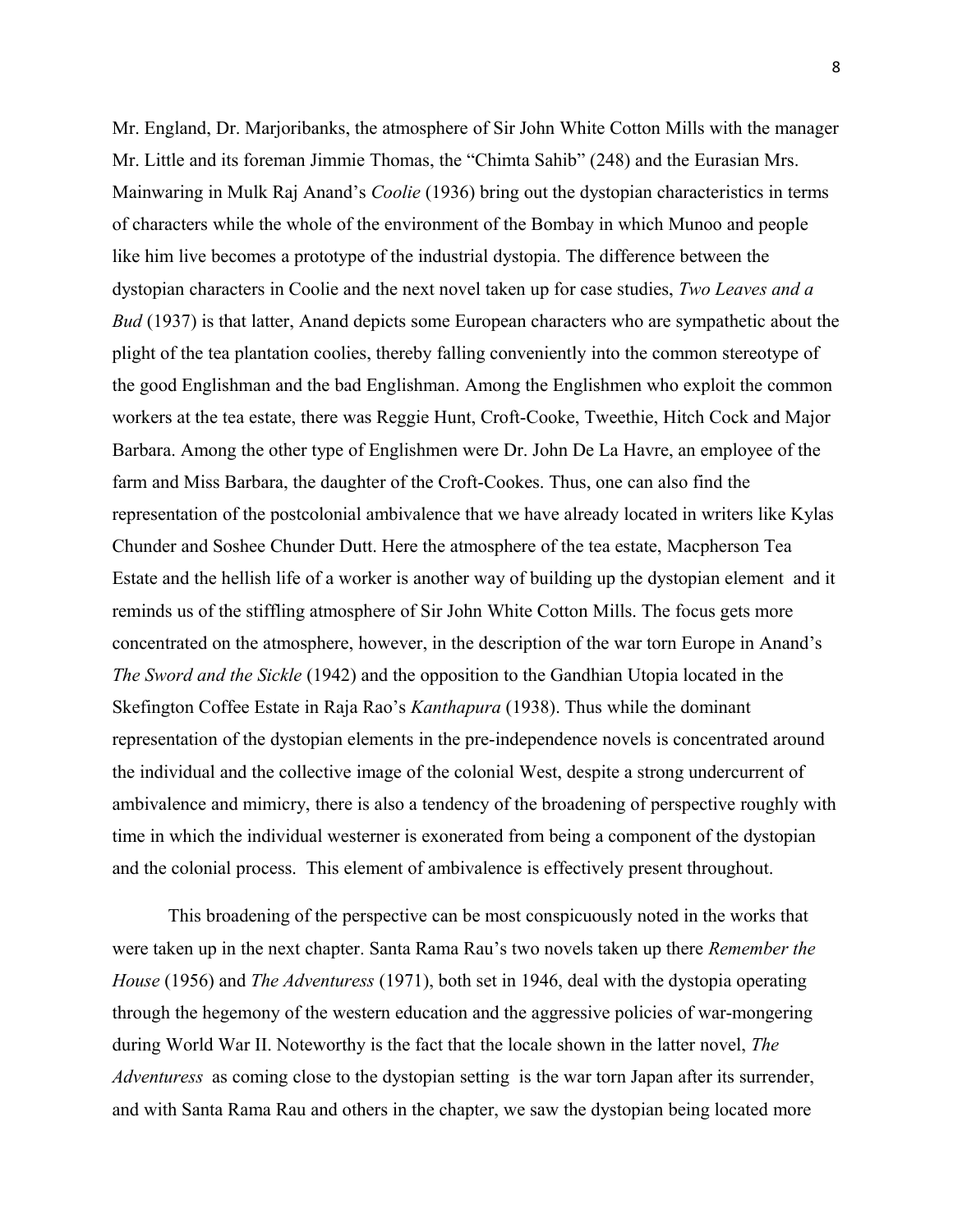Mr. England, Dr. Marjoribanks, the atmosphere of Sir John White Cotton Mills with the manager Mr. Little and its foreman Jimmie Thomas, the "Chimta Sahib" (248) and the Eurasian Mrs. Mainwaring in Mulk Raj Anand's *Coolie* (1936) bring out the dystopian characteristics in terms of characters while the whole of the environment of the Bombay in which Munoo and people like him live becomes a prototype of the industrial dystopia. The difference between the dystopian characters in Coolie and the next novel taken up for case studies, *Two Leaves and a Bud* (1937) is that latter, Anand depicts some European characters who are sympathetic about the plight of the tea plantation coolies, thereby falling conveniently into the common stereotype of the good Englishman and the bad Englishman. Among the Englishmen who exploit the common workers at the tea estate, there was Reggie Hunt, Croft-Cooke, Tweethie, Hitch Cock and Major Barbara. Among the other type of Englishmen were Dr. John De La Havre, an employee of the farm and Miss Barbara, the daughter of the Croft-Cookes. Thus, one can also find the representation of the postcolonial ambivalence that we have already located in writers like Kylas Chunder and Soshee Chunder Dutt. Here the atmosphere of the tea estate, Macpherson Tea Estate and the hellish life of a worker is another way of building up the dystopian element and it reminds us of the stiffling atmosphere of Sir John White Cotton Mills. The focus gets more concentrated on the atmosphere, however, in the description of the war torn Europe in Anand's *The Sword and the Sickle* (1942) and the opposition to the Gandhian Utopia located in the Skefington Coffee Estate in Raja Rao's *Kanthapura* (1938). Thus while the dominant representation of the dystopian elements in the pre-independence novels is concentrated around the individual and the collective image of the colonial West, despite a strong undercurrent of ambivalence and mimicry, there is also a tendency of the broadening of perspective roughly with time in which the individual westerner is exonerated from being a component of the dystopian and the colonial process. This element of ambivalence is effectively present throughout.

This broadening of the perspective can be most conspicuously noted in the works that were taken up in the next chapter. Santa Rama Rau's two novels taken up there *Remember the House* (1956) and *The Adventuress* (1971), both set in 1946, deal with the dystopia operating through the hegemony of the western education and the aggressive policies of war-mongering during World War II. Noteworthy is the fact that the locale shown in the latter novel, *The Adventuress* as coming close to the dystopian setting is the war torn Japan after its surrender, and with Santa Rama Rau and others in the chapter, we saw the dystopian being located more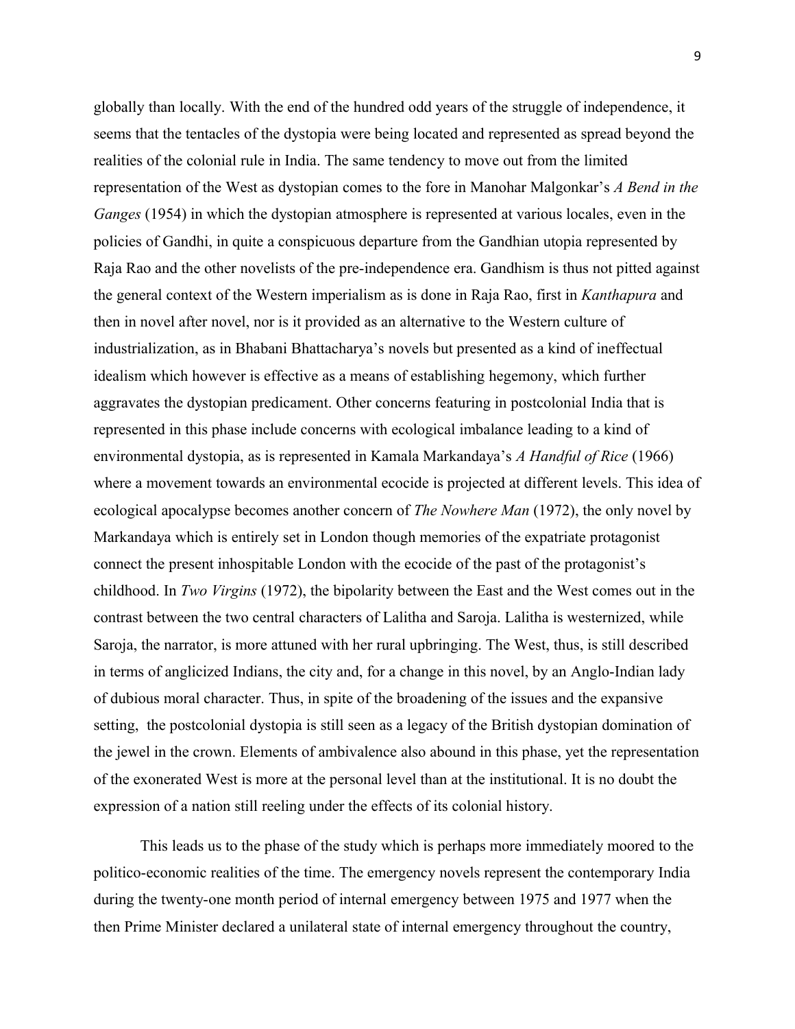globally than locally. With the end of the hundred odd years of the struggle of independence, it seems that the tentacles of the dystopia were being located and represented as spread beyond the realities of the colonial rule in India. The same tendency to move out from the limited representation of the West as dystopian comes to the fore in Manohar Malgonkar's *A Bend in the Ganges* (1954) in which the dystopian atmosphere is represented at various locales, even in the policies of Gandhi, in quite a conspicuous departure from the Gandhian utopia represented by Raja Rao and the other novelists of the pre-independence era. Gandhism is thus not pitted against the general context of the Western imperialism as is done in Raja Rao, first in *Kanthapura* and then in novel after novel, nor is it provided as an alternative to the Western culture of industrialization, as in Bhabani Bhattacharya's novels but presented as a kind of ineffectual idealism which however is effective as a means of establishing hegemony, which further aggravates the dystopian predicament. Other concerns featuring in postcolonial India that is represented in this phase include concerns with ecological imbalance leading to a kind of environmental dystopia, as is represented in Kamala Markandaya's *A Handful of Rice* (1966) where a movement towards an environmental ecocide is projected at different levels. This idea of ecological apocalypse becomes another concern of *The Nowhere Man* (1972), the only novel by Markandaya which is entirely set in London though memories of the expatriate protagonist connect the present inhospitable London with the ecocide of the past of the protagonist's childhood. In *Two Virgins* (1972), the bipolarity between the East and the West comes out in the contrast between the two central characters of Lalitha and Saroja. Lalitha is westernized, while Saroja, the narrator, is more attuned with her rural upbringing. The West, thus, is still described in terms of anglicized Indians, the city and, for a change in this novel, by an Anglo-Indian lady of dubious moral character. Thus, in spite of the broadening of the issues and the expansive setting, the postcolonial dystopia is still seen as a legacy of the British dystopian domination of the jewel in the crown. Elements of ambivalence also abound in this phase, yet the representation of the exonerated West is more at the personal level than at the institutional. It is no doubt the expression of a nation still reeling under the effects of its colonial history.

This leads us to the phase of the study which is perhaps more immediately moored to the politico-economic realities of the time. The emergency novels represent the contemporary India during the twenty-one month period of internal emergency between 1975 and 1977 when the then Prime Minister declared a unilateral state of internal emergency throughout the country,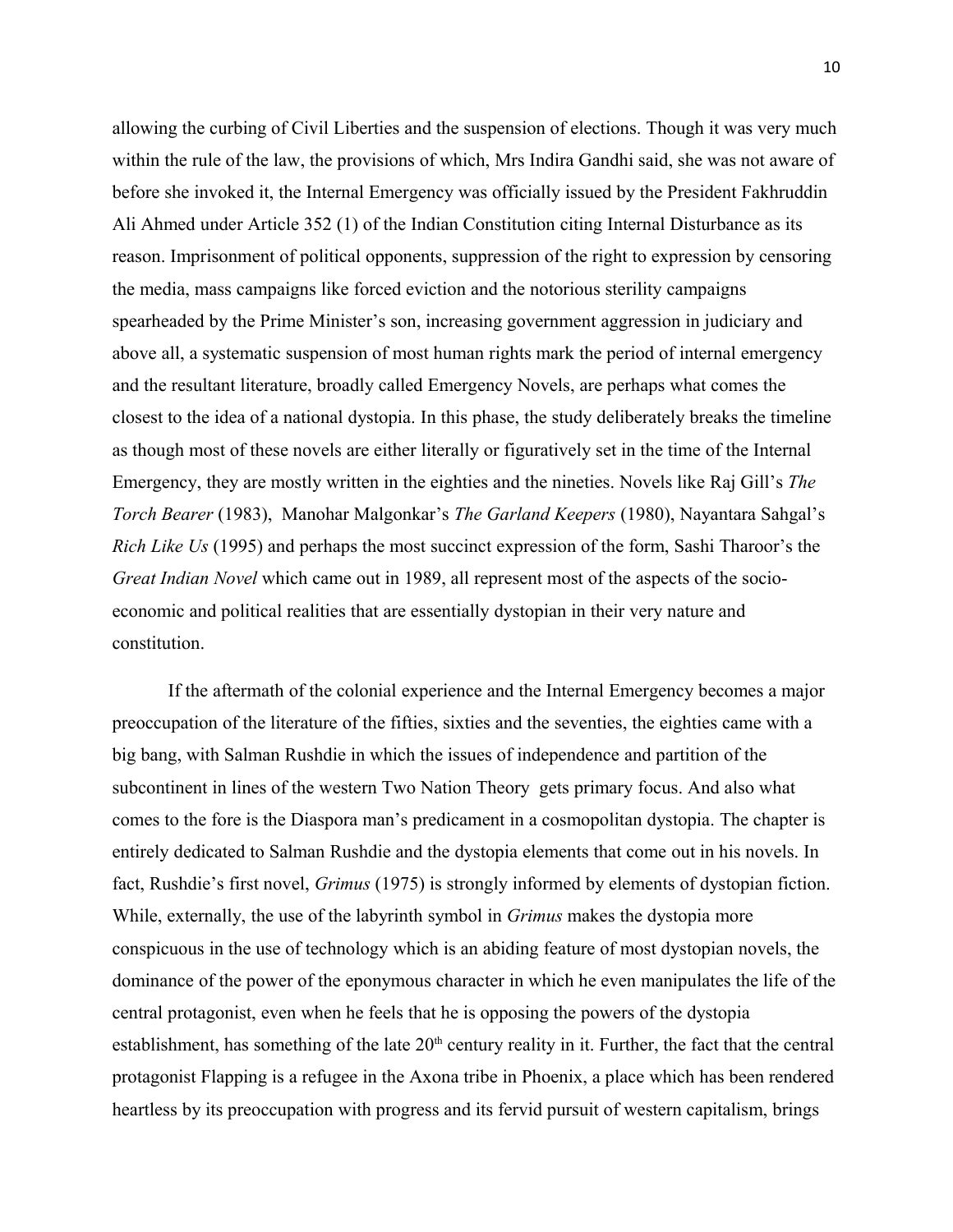allowing the curbing of Civil Liberties and the suspension of elections. Though it was very much within the rule of the law, the provisions of which, Mrs Indira Gandhi said, she was not aware of before she invoked it, the Internal Emergency was officially issued by the President Fakhruddin Ali Ahmed under Article 352 (1) of the Indian Constitution citing Internal Disturbance as its reason. Imprisonment of political opponents, suppression of the right to expression by censoring the media, mass campaigns like forced eviction and the notorious sterility campaigns spearheaded by the Prime Minister's son, increasing government aggression in judiciary and above all, a systematic suspension of most human rights mark the period of internal emergency and the resultant literature, broadly called Emergency Novels, are perhaps what comes the closest to the idea of a national dystopia. In this phase, the study deliberately breaks the timeline as though most of these novels are either literally or figuratively set in the time of the Internal Emergency, they are mostly written in the eighties and the nineties. Novels like Raj Gill's *The Torch Bearer* (1983), Manohar Malgonkar's *The Garland Keepers* (1980), Nayantara Sahgal's *Rich Like Us* (1995) and perhaps the most succinct expression of the form, Sashi Tharoor's the *Great Indian Novel* which came out in 1989, all represent most of the aspects of the socio-economic and political realities that are essentially dystopian in their very nature and constitution.

If the aftermath of the colonial experience and the Internal Emergency becomes a major preoccupation of the literature of the fifties, sixties and the seventies, the eighties came with a big bang, with Salman Rushdie in which the issues of independence and partition of the subcontinent in lines of the western Two Nation Theory gets primary focus. And also what comes to the fore is the Diaspora man's predicament in a cosmopolitan dystopia. The chapter is entirely dedicated to Salman Rushdie and the dystopia elements that come out in his novels. In fact, Rushdie's first novel, *Grimus* (1975) is strongly informed by elements of dystopian fiction. While, externally, the use of the labyrinth symbol in *Grimus* makes the dystopia more conspicuous in the use of technology which is an abiding feature of most dystopian novels, the dominance of the power of the eponymous character in which he even manipulates the life of the central protagonist, even when he feels that he is opposing the powers of the dystopia establishment, has something of the late 20th century reality in it. Further, the fact that the central protagonist Flapping is a refugee in the Axona tribe in Phoenix, a place which has been rendered heartless by its preoccupation with progress and its fervid pursuit of western capitalism, brings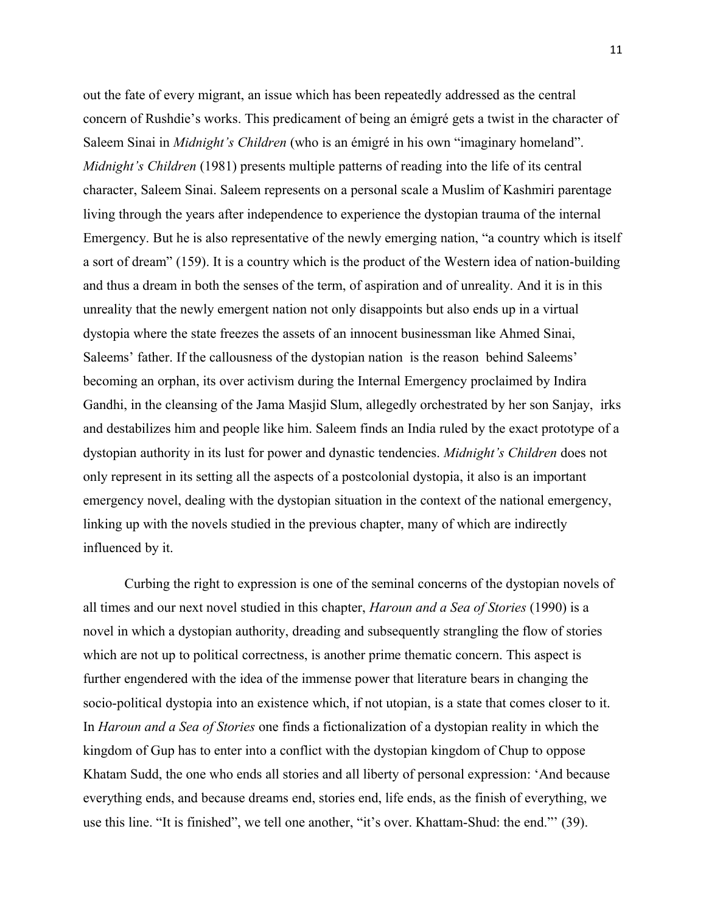out the fate of every migrant, an issue which has been repeatedly addressed as the central concern of Rushdie's works. This predicament of being an émigré gets a twist in the character of Saleem Sinai in *Midnight's Children* (who is an émigré in his own "imaginary homeland". *Midnight's Children* (1981) presents multiple patterns of reading into the life of its central character, Saleem Sinai. Saleem represents on a personal scale a Muslim of Kashmiri parentage living through the years after independence to experience the dystopian trauma of the internal Emergency. But he is also representative of the newly emerging nation, "a country which is itself a sort of dream" (159). It is a country which is the product of the Western idea of nation-building and thus a dream in both the senses of the term, of aspiration and of unreality. And it is in this unreality that the newly emergent nation not only disappoints but also ends up in a virtual dystopia where the state freezes the assets of an innocent businessman like Ahmed Sinai, Saleems' father. If the callousness of the dystopian nation is the reason behind Saleems' becoming an orphan, its over activism during the Internal Emergency proclaimed by Indira Gandhi, in the cleansing of the Jama Masjid Slum, allegedly orchestrated by her son Sanjay, irks and destabilizes him and people like him. Saleem finds an India ruled by the exact prototype of a dystopian authority in its lust for power and dynastic tendencies. *Midnight's Children* does not only represent in its setting all the aspects of a postcolonial dystopia, it also is an important emergency novel, dealing with the dystopian situation in the context of the national emergency, linking up with the novels studied in the previous chapter, many of which are indirectly influenced by it.

Curbing the right to expression is one of the seminal concerns of the dystopian novels of all times and our next novel studied in this chapter, *Haroun and a Sea of Stories* (1990) is a novel in which a dystopian authority, dreading and subsequently strangling the flow of stories which are not up to political correctness, is another prime thematic concern. This aspect is further engendered with the idea of the immense power that literature bears in changing the socio-political dystopia into an existence which, if not utopian, is a state that comes closer to it. In *Haroun and a Sea of Stories* one finds a fictionalization of a dystopian reality in which the kingdom of Gup has to enter into a conflict with the dystopian kingdom of Chup to oppose Khatam Sudd, the one who ends all stories and all liberty of personal expression: 'And because everything ends, and because dreams end, stories end, life ends, as the finish of everything, we use this line. "It is finished", we tell one another, "it's over. Khattam-Shud: the end."' (39).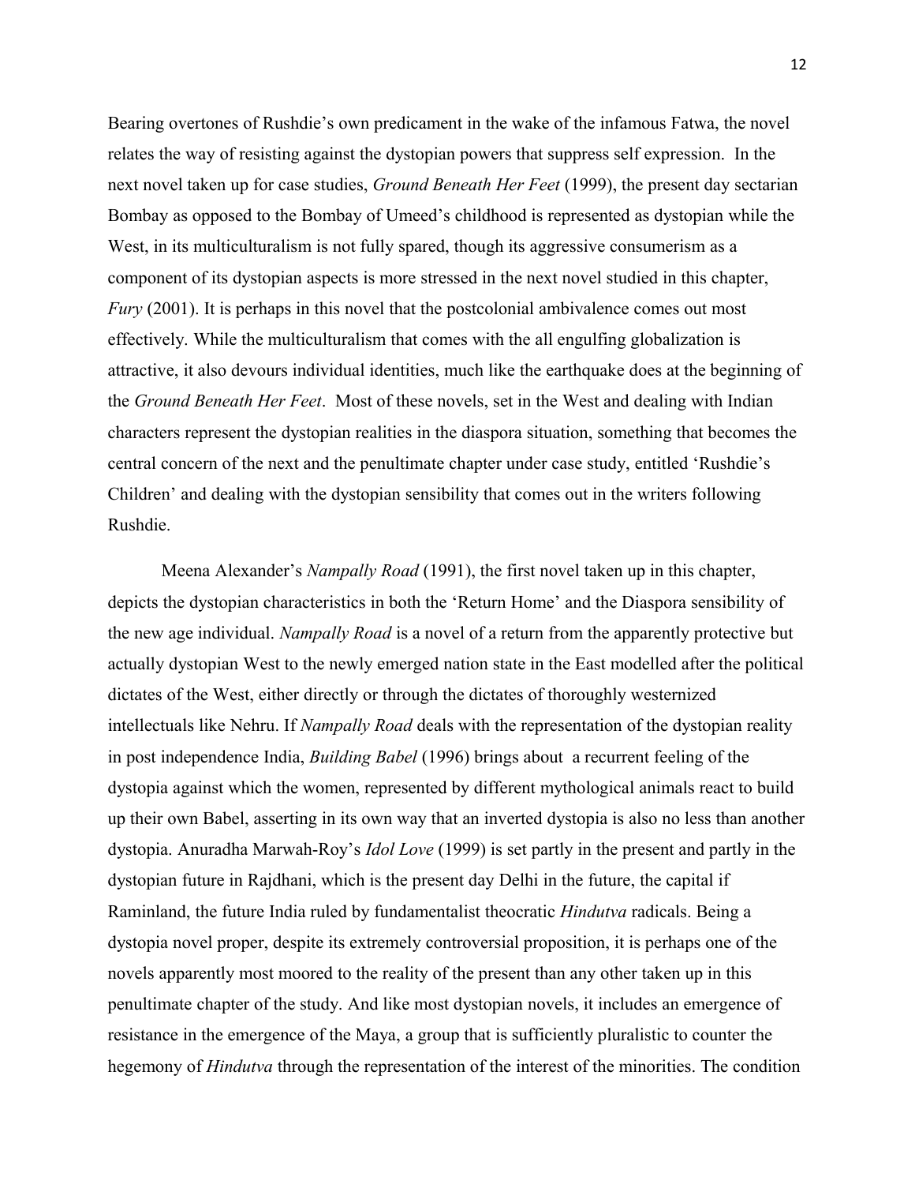Bearing overtones of Rushdie's own predicament in the wake of the infamous Fatwa, the novel relates the way of resisting against the dystopian powers that suppress self expression. In the next novel taken up for case studies, *Ground Beneath Her Feet* (1999), the present day sectarian Bombay as opposed to the Bombay of Umeed's childhood is represented as dystopian while the West, in its multiculturalism is not fully spared, though its aggressive consumerism as a component of its dystopian aspects is more stressed in the next novel studied in this chapter, *Fury* (2001). It is perhaps in this novel that the postcolonial ambivalence comes out most effectively. While the multiculturalism that comes with the all engulfing globalization is attractive, it also devours individual identities, much like the earthquake does at the beginning of the *Ground Beneath Her Feet*. Most of these novels, set in the West and dealing with Indian characters represent the dystopian realities in the diaspora situation, something that becomes the central concern of the next and the penultimate chapter under case study, entitled 'Rushdie's Children' and dealing with the dystopian sensibility that comes out in the writers following Rushdie.

Meena Alexander's *Nampally Road* (1991), the first novel taken up in this chapter, depicts the dystopian characteristics in both the 'Return Home' and the Diaspora sensibility of the new age individual. *Nampally Road* is a novel of a return from the apparently protective but actually dystopian West to the newly emerged nation state in the East modelled after the political dictates of the West, either directly or through the dictates of thoroughly westernized intellectuals like Nehru. If *Nampally Road* deals with the representation of the dystopian reality in post independence India, *Building Babel* (1996) brings about a recurrent feeling of the dystopia against which the women, represented by different mythological animals react to build up their own Babel, asserting in its own way that an inverted dystopia is also no less than another dystopia. Anuradha Marwah-Roy's *Idol Love* (1999) is set partly in the present and partly in the dystopian future in Rajdhani, which is the present day Delhi in the future, the capital if Raminland, the future India ruled by fundamentalist theocratic *Hindutva* radicals. Being a dystopia novel proper, despite its extremely controversial proposition, it is perhaps one of the novels apparently most moored to the reality of the present than any other taken up in this penultimate chapter of the study. And like most dystopian novels, it includes an emergence of resistance in the emergence of the Maya, a group that is sufficiently pluralistic to counter the hegemony of *Hindutva* through the representation of the interest of the minorities. The condition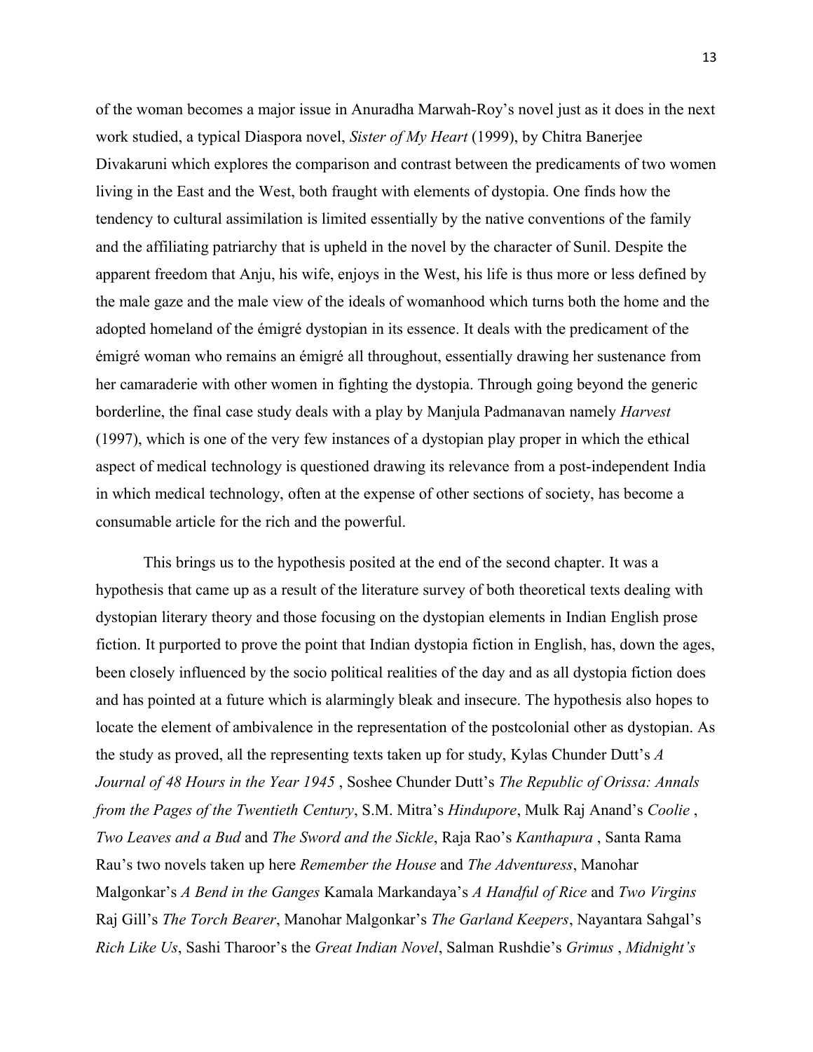of the woman becomes a major issue in Anuradha Marwah-Roy's novel just as it does in the next work studied, a typical Diaspora novel, *Sister of My Heart* (1999), by Chitra Banerjee Divakaruni which explores the comparison and contrast between the predicaments of two women living in the East and the West, both fraught with elements of dystopia. One finds how the tendency to cultural assimilation is limited essentially by the native conventions of the family and the affiliating patriarchy that is upheld in the novel by the character of Sunil. Despite the apparent freedom that Anju, his wife, enjoys in the West, his life is thus more or less defined by the male gaze and the male view of the ideals of womanhood which turns both the home and the adopted homeland of the émigré dystopian in its essence. It deals with the predicament of the émigré woman who remains an émigré all throughout, essentially drawing her sustenance from her camaraderie with other women in fighting the dystopia. Through going beyond the generic borderline, the final case study deals with a play by Manjula Padmanavan namely *Harvest* (1997), which is one of the very few instances of a dystopian play proper in which the ethical aspect of medical technology is questioned drawing its relevance from a post-independent India in which medical technology, often at the expense of other sections of society, has become a consumable article for the rich and the powerful.

This brings us to the hypothesis posited at the end of the second chapter. It was a hypothesis that came up as a result of the literature survey of both theoretical texts dealing with dystopian literary theory and those focusing on the dystopian elements in Indian English prose fiction. It purported to prove the point that Indian dystopia fiction in English, has, down the ages, been closely influenced by the socio political realities of the day and as all dystopia fiction does and has pointed at a future which is alarmingly bleak and insecure. The hypothesis also hopes to locate the element of ambivalence in the representation of the postcolonial other as dystopian. As the study as proved, all the representing texts taken up for study, Kylas Chunder Dutt's *A Journal of 48 Hours in the Year 1945* , Soshee Chunder Dutt's *The Republic of Orissa: Annals from the Pages of the Twentieth Century*, S.M. Mitra's *Hindupore*, Mulk Raj Anand's *Coolie* , *Two Leaves and a Bud* and *The Sword and the Sickle*, Raja Rao's *Kanthapura* , Santa Rama Rau's two novels taken up here *Remember the House* and *The Adventuress*, Manohar Malgonkar's *A Bend in the Ganges* Kamala Markandaya's *A Handful of Rice* and *Two Virgins* Raj Gill's *The Torch Bearer*, Manohar Malgonkar's *The Garland Keepers*, Nayantara Sahgal's *Rich Like Us*, Sashi Tharoor's the *Great Indian Novel*, Salman Rushdie's *Grimus* , *Midnight's*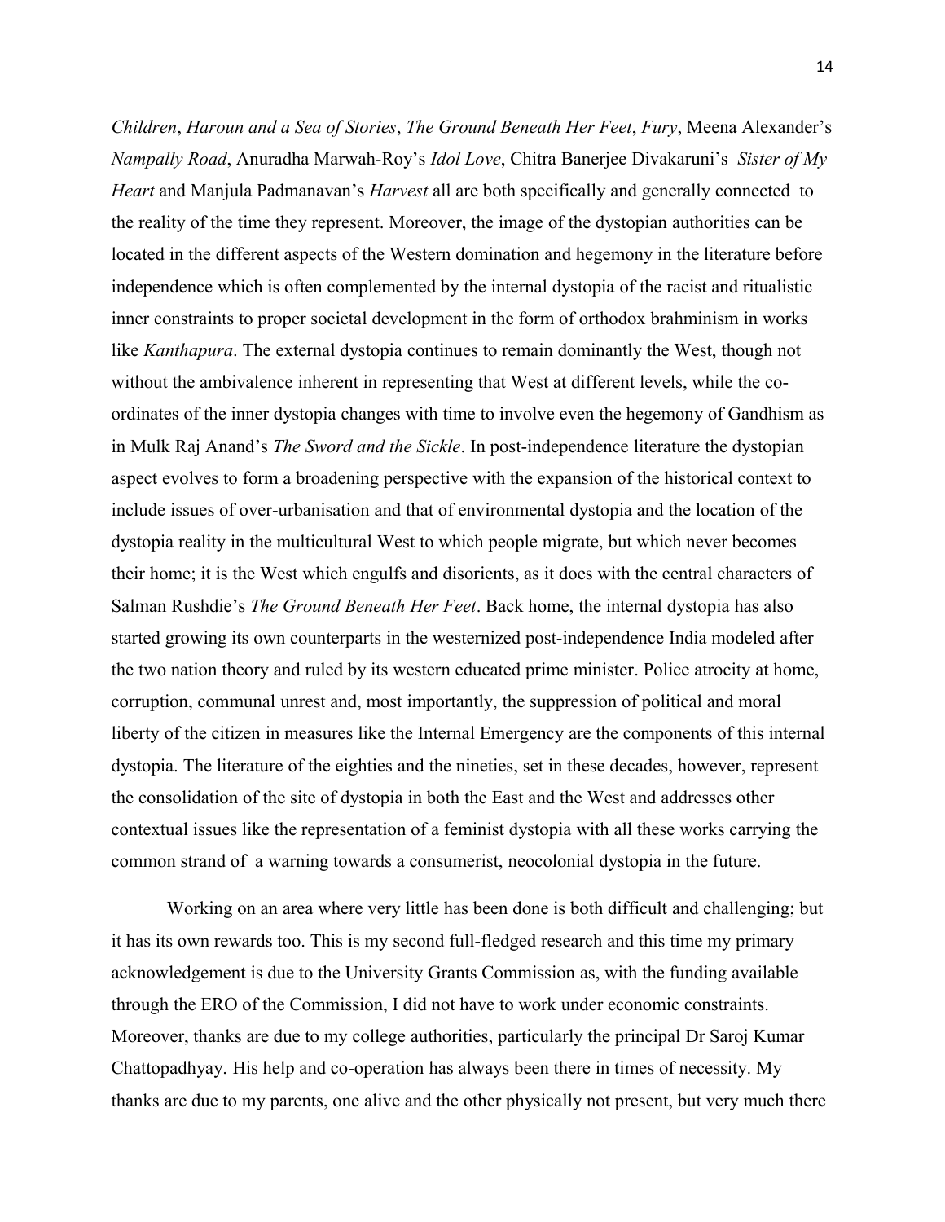*Children*, *Haroun and a Sea of Stories*, *The Ground Beneath Her Feet*, *Fury*, Meena Alexander's *Nampally Road*, Anuradha Marwah-Roy's *Idol Love*, Chitra Banerjee Divakaruni's *Sister of My Heart* and Manjula Padmanavan's *Harvest* all are both specifically and generally connected to the reality of the time they represent. Moreover, the image of the dystopian authorities can be located in the different aspects of the Western domination and hegemony in the literature before independence which is often complemented by the internal dystopia of the racist and ritualistic inner constraints to proper societal development in the form of orthodox brahminism in works like *Kanthapura*. The external dystopia continues to remain dominantly the West, though not without the ambivalence inherent in representing that West at different levels, while the co-ordinates of the inner dystopia changes with time to involve even the hegemony of Gandhism as in Mulk Raj Anand's *The Sword and the Sickle*. In post-independence literature the dystopian aspect evolves to form a broadening perspective with the expansion of the historical context to include issues of over-urbanisation and that of environmental dystopia and the location of the dystopia reality in the multicultural West to which people migrate, but which never becomes their home; it is the West which engulfs and disorients, as it does with the central characters of Salman Rushdie's *The Ground Beneath Her Feet*. Back home, the internal dystopia has also started growing its own counterparts in the westernized post-independence India modeled after the two nation theory and ruled by its western educated prime minister. Police atrocity at home, corruption, communal unrest and, most importantly, the suppression of political and moral liberty of the citizen in measures like the Internal Emergency are the components of this internal dystopia. The literature of the eighties and the nineties, set in these decades, however, represent the consolidation of the site of dystopia in both the East and the West and addresses other contextual issues like the representation of a feminist dystopia with all these works carrying the common strand of a warning towards a consumerist, neocolonial dystopia in the future.

Working on an area where very little has been done is both difficult and challenging; but it has its own rewards too. This is my second full-fledged research and this time my primary acknowledgement is due to the University Grants Commission as, with the funding available through the ERO of the Commission, I did not have to work under economic constraints. Moreover, thanks are due to my college authorities, particularly the principal Dr Saroj Kumar Chattopadhyay. His help and co-operation has always been there in times of necessity. My thanks are due to my parents, one alive and the other physically not present, but very much there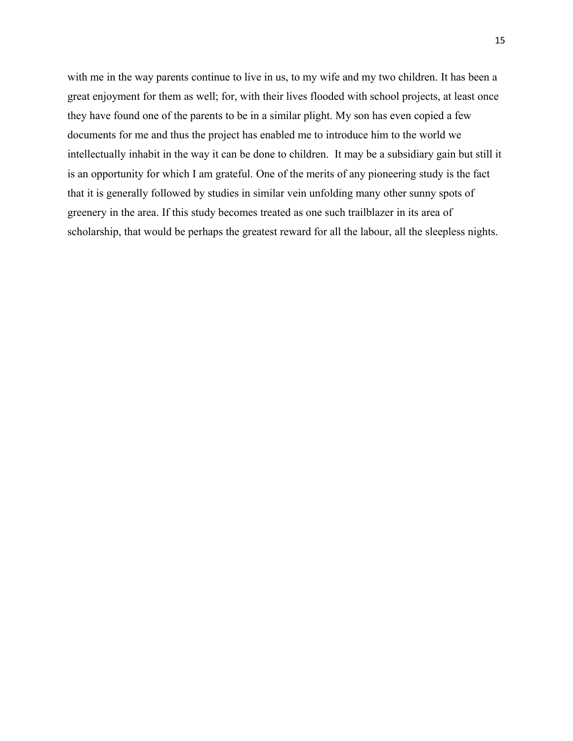with me in the way parents continue to live in us, to my wife and my two children. It has been a great enjoyment for them as well; for, with their lives flooded with school projects, at least once they have found one of the parents to be in a similar plight. My son has even copied a few documents for me and thus the project has enabled me to introduce him to the world we intellectually inhabit in the way it can be done to children. It may be a subsidiary gain but still it is an opportunity for which I am grateful. One of the merits of any pioneering study is the fact that it is generally followed by studies in similar vein unfolding many other sunny spots of greenery in the area. If this study becomes treated as one such trailblazer in its area of scholarship, that would be perhaps the greatest reward for all the labour, all the sleepless nights.